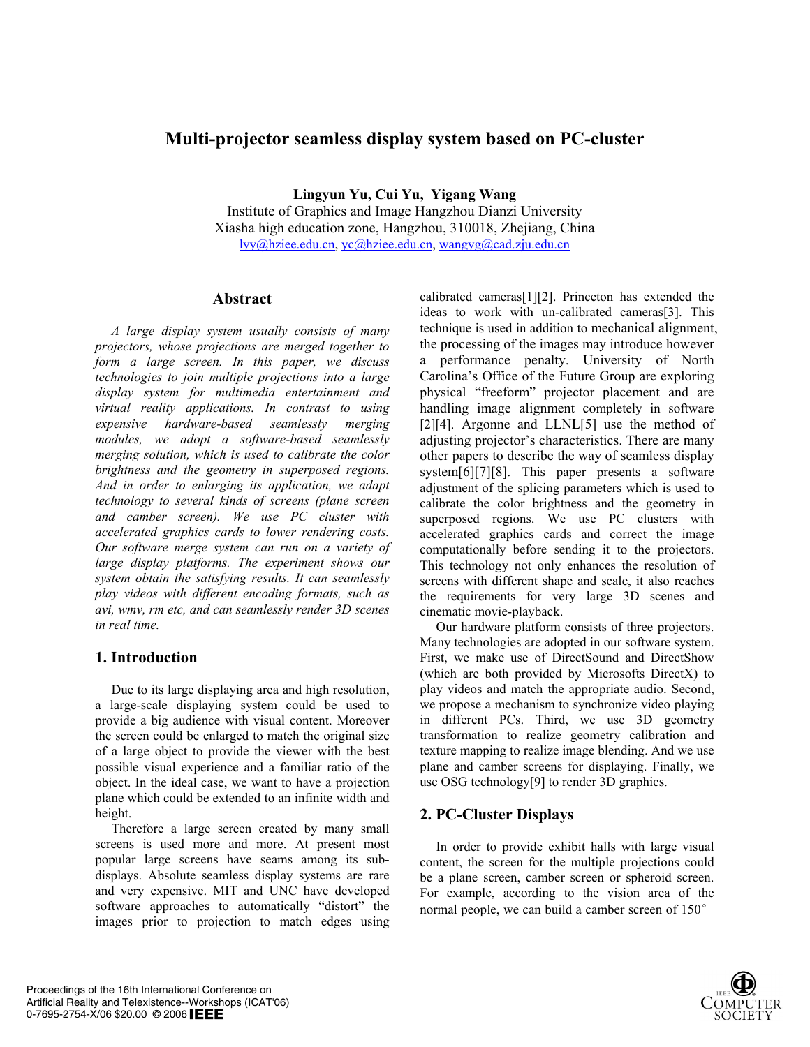# Multi-projector seamless display system based on PC-cluster

**Lingyun Yu, Cui Yu, Yigang Wang**

Institute of Graphics and Image Hangzhou Dianzi University
Xiasha high education zone, Hangzhou, 310018, Zhejiang, China
lyy@hziee.edu.cn, yc@hziee.edu.cn, wangyg@cad.zju.edu.cn

## Abstract

*A large display system usually consists of many projectors, whose projections are merged together to form a large screen. In this paper, we discuss technologies to join multiple projections into a large display system for multimedia entertainment and virtual reality applications. In contrast to using expensive hardware-based seamlessly merging modules, we adopt a software-based seamlessly merging solution, which is used to calibrate the color brightness and the geometry in superposed regions. And in order to enlarging its application, we adapt technology to several kinds of screens (plane screen and camber screen). We use PC cluster with accelerated graphics cards to lower rendering costs. Our software merge system can run on a variety of large display platforms. The experiment shows our system obtain the satisfying results. It can seamlessly play videos with different encoding formats, such as avi, wmv, rm etc, and can seamlessly render 3D scenes in real time.*

## 1. Introduction

Due to its large displaying area and high resolution, a large-scale displaying system could be used to provide a big audience with visual content. Moreover the screen could be enlarged to match the original size of a large object to provide the viewer with the best possible visual experience and a familiar ratio of the object. In the ideal case, we want to have a projection plane which could be extended to an infinite width and height.

Therefore a large screen created by many small screens is used more and more. At present most popular large screens have seams among its sub-displays. Absolute seamless display systems are rare and very expensive. MIT and UNC have developed software approaches to automatically "distort" the images prior to projection to match edges using calibrated cameras[1][2]. Princeton has extended the ideas to work with un-calibrated cameras[3]. This technique is used in addition to mechanical alignment, the processing of the images may introduce however a performance penalty. University of North Carolina's Office of the Future Group are exploring physical "freeform" projector placement and are handling image alignment completely in software [2][4]. Argonne and LLNL[5] use the method of adjusting projector's characteristics. There are many other papers to describe the way of seamless display system[6][7][8]. This paper presents a software adjustment of the splicing parameters which is used to calibrate the color brightness and the geometry in superposed regions. We use PC clusters with accelerated graphics cards and correct the image computationally before sending it to the projectors. This technology not only enhances the resolution of screens with different shape and scale, it also reaches the requirements for very large 3D scenes and cinematic movie-playback.

Our hardware platform consists of three projectors. Many technologies are adopted in our software system. First, we make use of DirectSound and DirectShow (which are both provided by Microsofts DirectX) to play videos and match the appropriate audio. Second, we propose a mechanism to synchronize video playing in different PCs. Third, we use 3D geometry transformation to realize geometry calibration and texture mapping to realize image blending. And we use plane and camber screens for displaying. Finally, we use OSG technology[9] to render 3D graphics.

## 2. PC-Cluster Displays

In order to provide exhibit halls with large visual content, the screen for the multiple projections could be a plane screen, camber screen or spheroid screen. For example, according to the vision area of the normal people, we can build a camber screen of 150°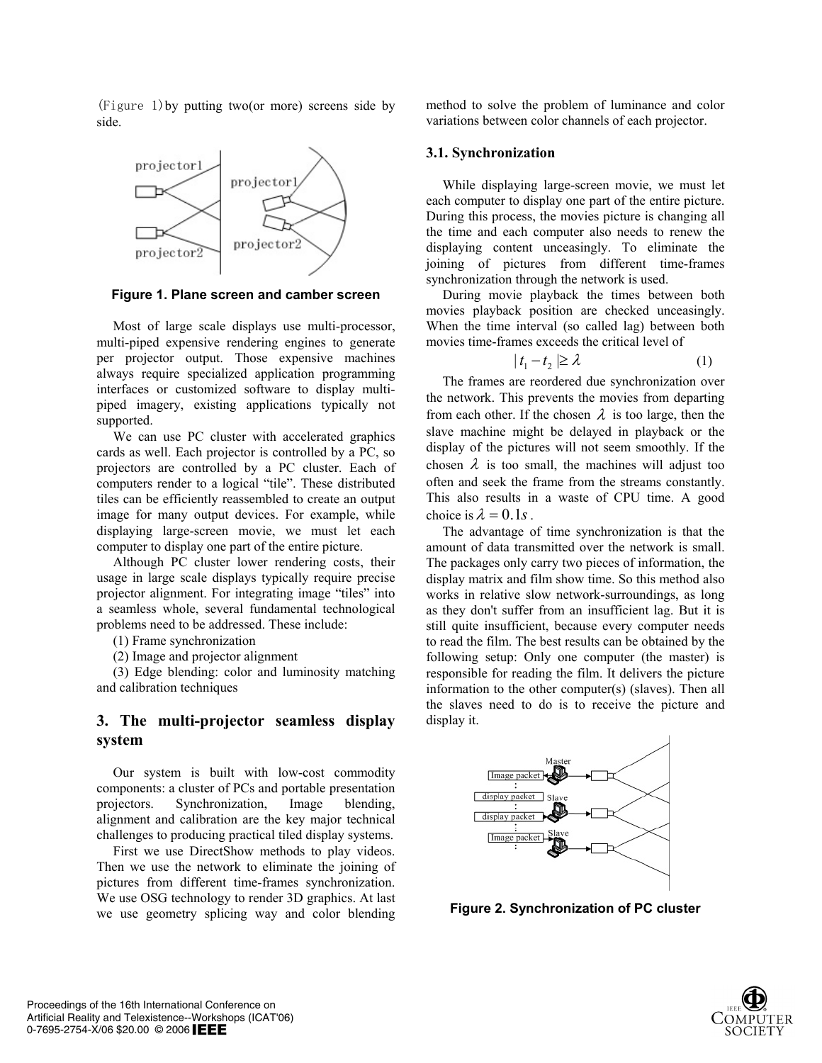(Figure 1) by putting two(or more) screens side by side.

projector1

projector2

projector1

projector2

**Figure 1. Plane screen and camber screen**

Most of large scale displays use multi-processor, multi-piped expensive rendering engines to generate per projector output. Those expensive machines always require specialized application programming interfaces or customized software to display multi-piped imagery, existing applications typically not supported.

We can use PC cluster with accelerated graphics cards as well. Each projector is controlled by a PC, so projectors are controlled by a PC cluster. Each of computers render to a logical "tile". These distributed tiles can be efficiently reassembled to create an output image for many output devices. For example, while displaying large-screen movie, we must let each computer to display one part of the entire picture.

Although PC cluster lower rendering costs, their usage in large scale displays typically require precise projector alignment. For integrating image "tiles" into a seamless whole, several fundamental technological problems need to be addressed. These include:

(1) Frame synchronization

(2) Image and projector alignment

(3) Edge blending: color and luminosity matching and calibration techniques

## 3. The multi-projector seamless display system

Our system is built with low-cost commodity components: a cluster of PCs and portable presentation projectors. Synchronization, Image blending, alignment and calibration are the key major technical challenges to producing practical tiled display systems.

First we use DirectShow methods to play videos. Then we use the network to eliminate the joining of pictures from different time-frames synchronization. We use OSG technology to render 3D graphics. At last we use geometry splicing way and color blending method to solve the problem of luminance and color variations between color channels of each projector.

### 3.1. Synchronization

While displaying large-screen movie, we must let each computer to display one part of the entire picture. During this process, the movies picture is changing all the time and each computer also needs to renew the displaying content unceasingly. To eliminate the joining of pictures from different time-frames synchronization through the network is used.

During movie playback the times between both movies playback position are checked unceasingly. When the time interval (so called lag) between both movies time-frames exceeds the critical level of

$$|t_1 - t_2| \geq \lambda \tag{1}$$

The frames are reordered due synchronization over the network. This prevents the movies from departing from each other. If the chosen $\lambda$ is too large, then the slave machine might be delayed in playback or the display of the pictures will not seem smoothly. If the chosen $\lambda$ is too small, the machines will adjust too often and seek the frame from the streams constantly. This also results in a waste of CPU time. A good choice is $\lambda = 0.1s$.

The advantage of time synchronization is that the amount of data transmitted over the network is small. The packages only carry two pieces of information, the display matrix and film show time. So this method also works in relative slow network-surroundings, as long as they don't suffer from an insufficient lag. But it is still quite insufficient, because every computer needs to read the film. The best results can be obtained by the following setup: Only one computer (the master) is responsible for reading the film. It delivers the picture information to the other computer(s) (slaves). Then all the slaves need to do is to receive the picture and display it.

Master

Image packet

display packet

Slave

display packet

Image packet

Slave

**Figure 2. Synchronization of PC cluster**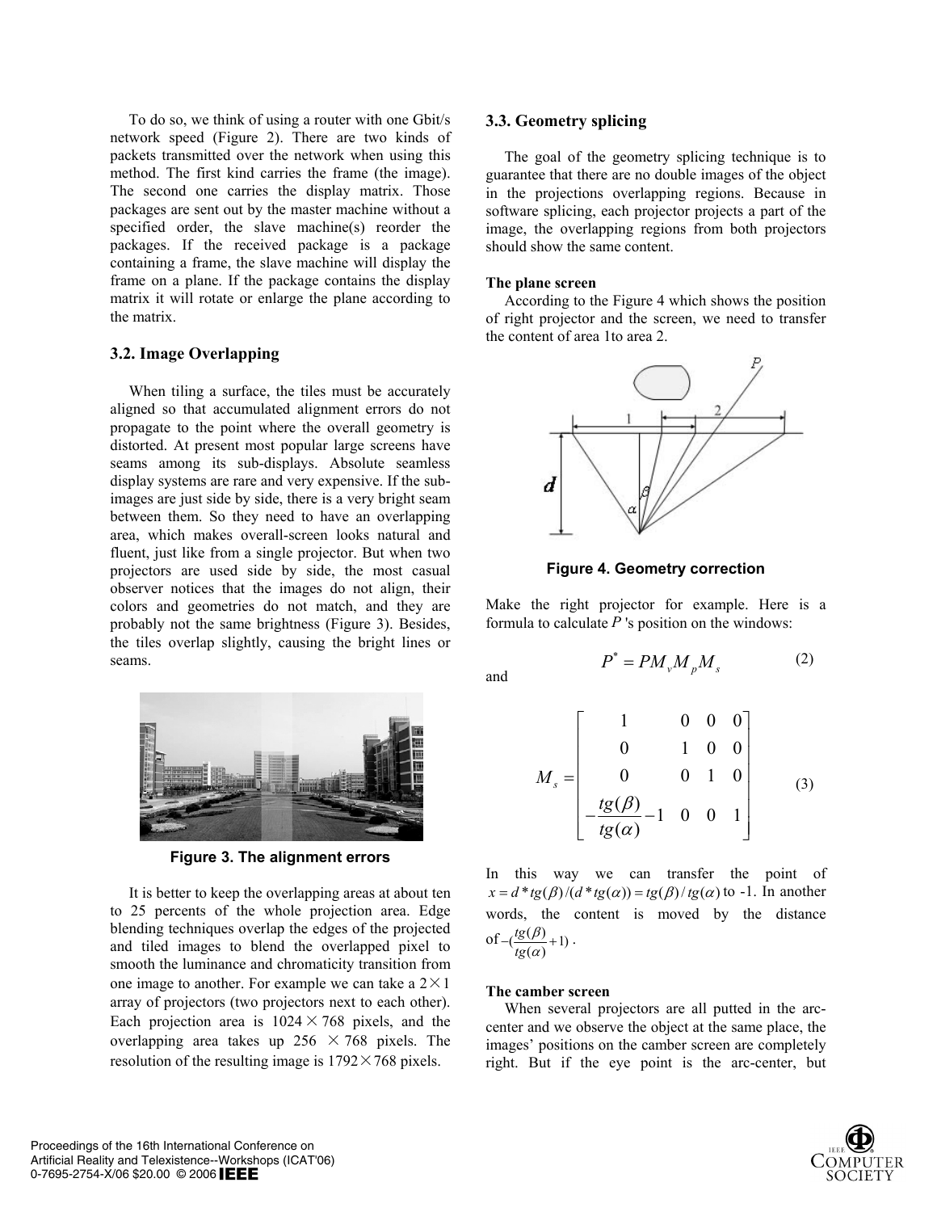To do so, we think of using a router with one Gbit/s network speed (Figure 2). There are two kinds of packets transmitted over the network when using this method. The first kind carries the frame (the image). The second one carries the display matrix. Those packages are sent out by the master machine without a specified order, the slave machine(s) reorder the packages. If the received package is a package containing a frame, the slave machine will display the frame on a plane. If the package contains the display matrix it will rotate or enlarge the plane according to the matrix.

### 3.2. Image Overlapping

When tiling a surface, the tiles must be accurately aligned so that accumulated alignment errors do not propagate to the point where the overall geometry is distorted. At present most popular large screens have seams among its sub-displays. Absolute seamless display systems are rare and very expensive. If the sub-images are just side by side, there is a very bright seam between them. So they need to have an overlapping area, which makes overall-screen looks natural and fluent, just like from a single projector. But when two projectors are used side by side, the most casual observer notices that the images do not align, their colors and geometries do not match, and they are probably not the same brightness (Figure 3). Besides, the tiles overlap slightly, causing the bright lines or seams.

**Figure 3. The alignment errors**

It is better to keep the overlapping areas at about ten to 25 percents of the whole projection area. Edge blending techniques overlap the edges of the projected and tiled images to blend the overlapped pixel to smooth the luminance and chromaticity transition from one image to another. For example we can take a 2×1 array of projectors (two projectors next to each other). Each projection area is 1024×768 pixels, and the overlapping area takes up 256 ×768 pixels. The resolution of the resulting image is 1792×768 pixels.

### 3.3. Geometry splicing

The goal of the geometry splicing technique is to guarantee that there are no double images of the object in the projections overlapping regions. Because in software splicing, each projector projects a part of the image, the overlapping regions from both projectors should show the same content.

**The plane screen**

According to the Figure 4 which shows the position of right projector and the screen, we need to transfer the content of area 1to area 2.

**Figure 4. Geometry correction**

Make the right projector for example. Here is a formula to calculate *P* 's position on the windows:

$$P^* = PM_v M_p M_s \tag{2}$$

and

$$M_s = \begin{bmatrix} 1 & 0 & 0 & 0 \\ 0 & 1 & 0 & 0 \\ 0 & 0 & 1 & 0 \\ -\dfrac{tg(\beta)}{tg(\alpha)} - 1 & 0 & 0 & 1 \end{bmatrix} \tag{3}$$

In this way we can transfer the point of $x = d * tg(\beta) / (d * tg(\alpha)) = tg(\beta) / tg(\alpha)$ to -1. In another words, the content is moved by the distance of $-(\frac{tg(\beta)}{tg(\alpha)} + 1)$.

**The camber screen**

When several projectors are all putted in the arc-center and we observe the object at the same place, the images' positions on the camber screen are completely right. But if the eye point is the arc-center, but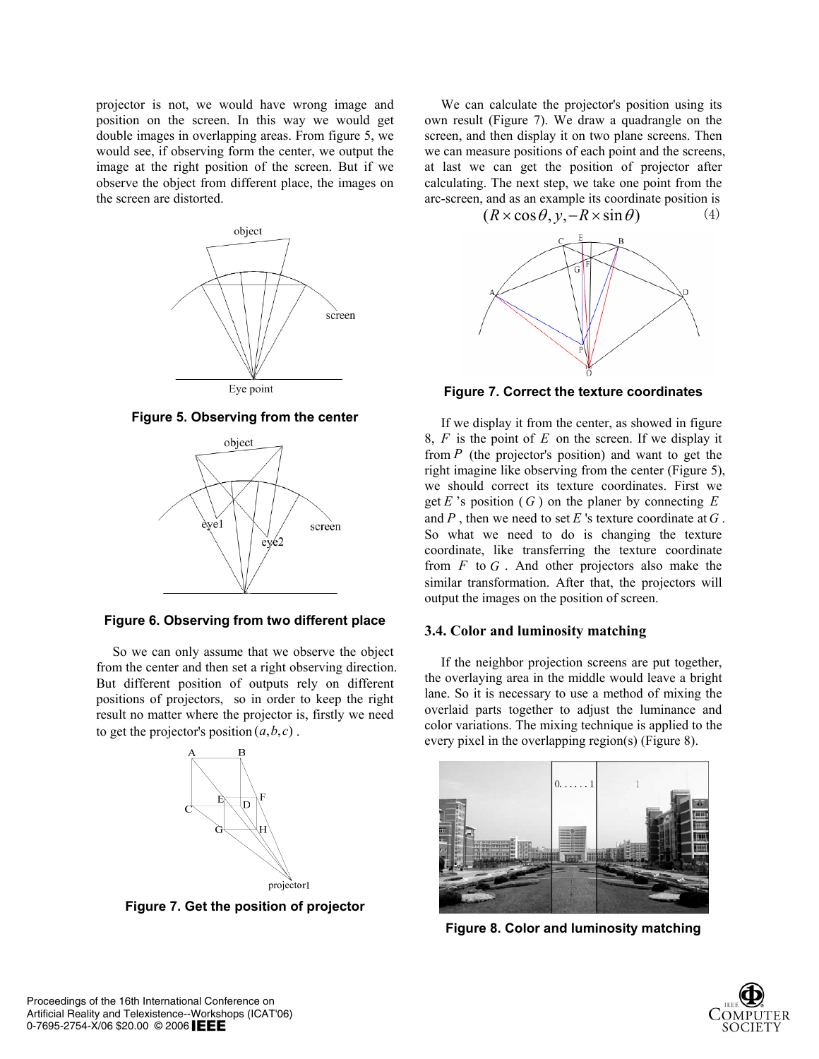projector is not, we would have wrong image and position on the screen. In this way we would get double images in overlapping areas. From figure 5, we would see, if observing form the center, we output the image at the right position of the screen. But if we observe the object from different place, the images on the screen are distorted.

object

screen

Eye point

**Figure 5. Observing from the center**

object

eye1

screen

eye2

**Figure 6. Observing from two different place**

So we can only assume that we observe the object from the center and then set a right observing direction. But different position of outputs rely on different positions of projectors, so in order to keep the right result no matter where the projector is, firstly we need to get the projector's position $(a,b,c)$ .

A B C E D F G H projector1

**Figure 7. Get the position of projector**

We can calculate the projector's position using its own result (Figure 7). We draw a quadrangle on the screen, and then display it on two plane screens. Then we can measure positions of each point and the screens, at last we can get the position of projector after calculating. The next step, we take one point from the arc-screen, and as an example its coordinate position is

$$(R \times \cos\theta, y, -R \times \sin\theta) \tag{4}$$

C E B G F A D P O

**Figure 7. Correct the texture coordinates**

If we display it from the center, as showed in figure 8, $F$ is the point of $E$ on the screen. If we display it from $P$ (the projector's position) and want to get the right imagine like observing from the center (Figure 5), we should correct its texture coordinates. First we get $E$ 's position ( $G$ ) on the planer by connecting $E$ and $P$ , then we need to set $E$ 's texture coordinate at $G$ . So what we need to do is changing the texture coordinate, like transferring the texture coordinate from $F$ to $G$ . And other projectors also make the similar transformation. After that, the projectors will output the images on the position of screen.

### 3.4. Color and luminosity matching

If the neighbor projection screens are put together, the overlaying area in the middle would leave a bright lane. So it is necessary to use a method of mixing the overlaid parts together to adjust the luminance and color variations. The mixing technique is applied to the every pixel in the overlapping region(s) (Figure 8).

0. . . . . . 1

1

**Figure 8. Color and luminosity matching**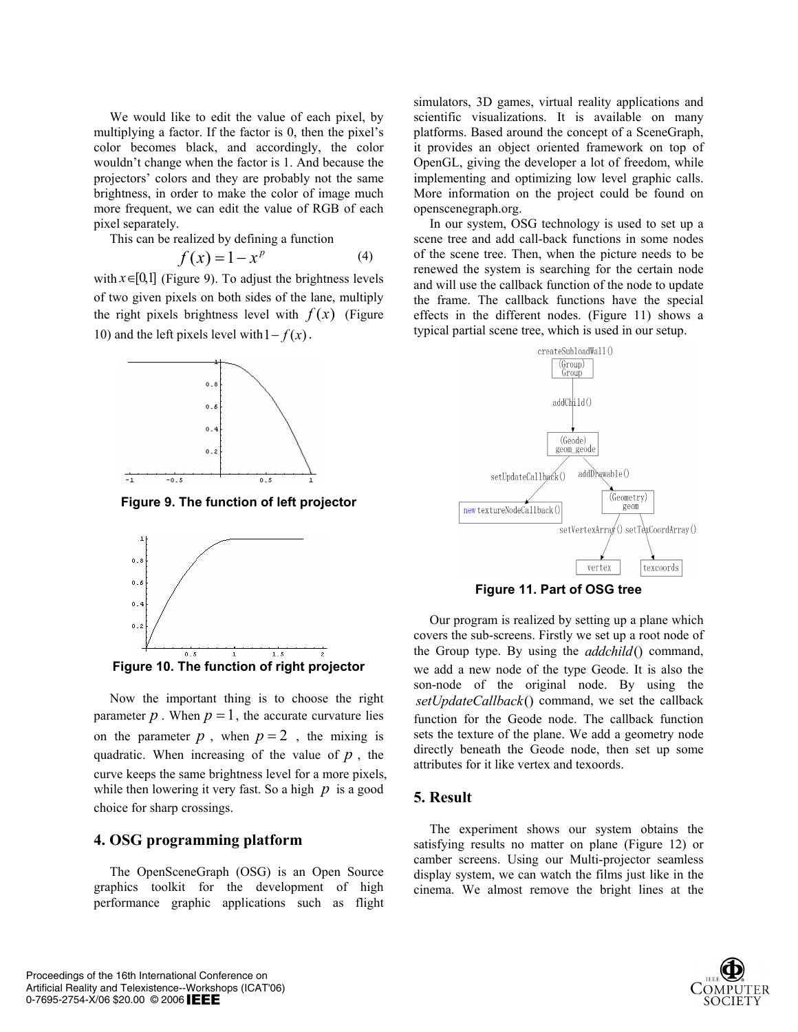We would like to edit the value of each pixel, by multiplying a factor. If the factor is 0, then the pixel's color becomes black, and accordingly, the color wouldn't change when the factor is 1. And because the projectors' colors and they are probably not the same brightness, in order to make the color of image much more frequent, we can edit the value of RGB of each pixel separately.

This can be realized by defining a function

$$f(x) = 1 - x^p \qquad (4)$$

with $x \in [0,1]$ (Figure 9). To adjust the brightness levels of two given pixels on both sides of the lane, multiply the right pixels brightness level with $f(x)$ (Figure 10) and the left pixels level with $1 - f(x)$.

1
0.8
0.6
0.4
0.2
-1 -0.5 0.5 1

**Figure 9. The function of left projector**

1
0.8
0.6
0.4
0.2
0.5 1 1.5 2

**Figure 10. The function of right projector**

Now the important thing is to choose the right parameter $p$. When $p = 1$, the accurate curvature lies on the parameter $p$, when $p = 2$, the mixing is quadratic. When increasing of the value of $p$, the curve keeps the same brightness level for a more pixels, while then lowering it very fast. So a high $p$ is a good choice for sharp crossings.

## 4. OSG programming platform

The OpenSceneGraph (OSG) is an Open Source graphics toolkit for the development of high performance graphic applications such as flight simulators, 3D games, virtual reality applications and scientific visualizations. It is available on many platforms. Based around the concept of a SceneGraph, it provides an object oriented framework on top of OpenGL, giving the developer a lot of freedom, while implementing and optimizing low level graphic calls. More information on the project could be found on openscenegraph.org.

In our system, OSG technology is used to set up a scene tree and add call-back functions in some nodes of the scene tree. Then, when the picture needs to be renewed the system is searching for the certain node and will use the callback function of the node to update the frame. The callback functions have the special effects in the different nodes. (Figure 11) shows a typical partial scene tree, which is used in our setup.

createSubloadWall()
(Group) Group
addChild()
(Geode) geom_geode
setUpdateCallback()
addDrawable()
new textureNodeCallback()
(Geometry) geom
setVertexArray()
setTexCoordArray()
vertex
texcoords

**Figure 11. Part of OSG tree**

Our program is realized by setting up a plane which covers the sub-screens. Firstly we set up a root node of the Group type. By using the *addchild*() command, we add a new node of the type Geode. It is also the son-node of the original node. By using the *setUpdateCallback*() command, we set the callback function for the Geode node. The callback function sets the texture of the plane. We add a geometry node directly beneath the Geode node, then set up some attributes for it like vertex and texoords.

## 5. Result

The experiment shows our system obtains the satisfying results no matter on plane (Figure 12) or camber screens. Using our Multi-projector seamless display system, we can watch the films just like in the cinema. We almost remove the bright lines at the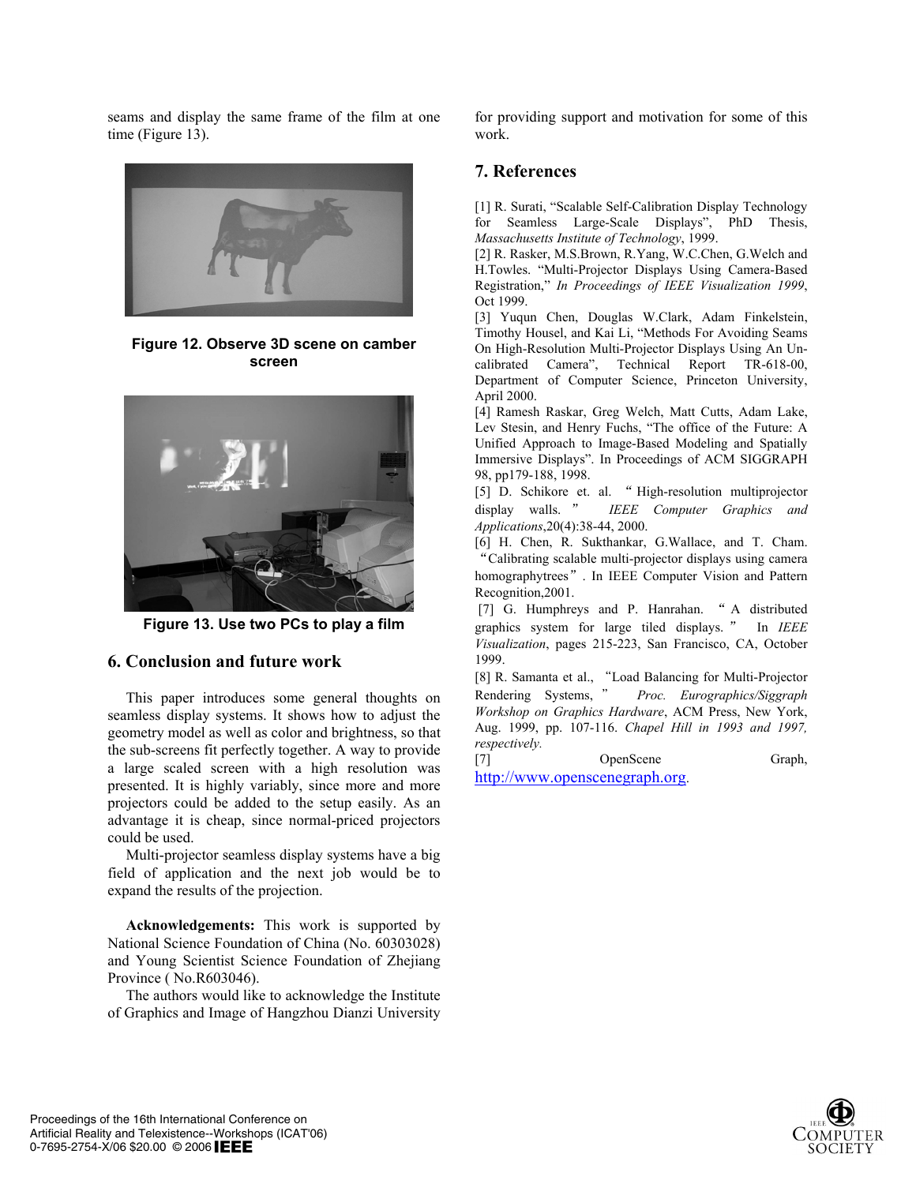seams and display the same frame of the film at one time (Figure 13).

**Figure 12. Observe 3D scene on camber screen**

**Figure 13. Use two PCs to play a film**

## 6. Conclusion and future work

This paper introduces some general thoughts on seamless display systems. It shows how to adjust the geometry model as well as color and brightness, so that the sub-screens fit perfectly together. A way to provide a large scaled screen with a high resolution was presented. It is highly variably, since more and more projectors could be added to the setup easily. As an advantage it is cheap, since normal-priced projectors could be used.

Multi-projector seamless display systems have a big field of application and the next job would be to expand the results of the projection.

**Acknowledgements:** This work is supported by National Science Foundation of China (No. 60303028) and Young Scientist Science Foundation of Zhejiang Province ( No.R603046).

The authors would like to acknowledge the Institute of Graphics and Image of Hangzhou Dianzi University for providing support and motivation for some of this work.

## 7. References

[1] R. Surati, "Scalable Self-Calibration Display Technology for Seamless Large-Scale Displays", PhD Thesis, *Massachusetts Institute of Technology*, 1999.

[2] R. Rasker, M.S.Brown, R.Yang, W.C.Chen, G.Welch and H.Towles. "Multi-Projector Displays Using Camera-Based Registration," *In Proceedings of IEEE Visualization 1999*, Oct 1999.

[3] Yuqun Chen, Douglas W.Clark, Adam Finkelstein, Timothy Housel, and Kai Li, "Methods For Avoiding Seams On High-Resolution Multi-Projector Displays Using An Un-calibrated Camera", Technical Report TR-618-00, Department of Computer Science, Princeton University, April 2000.

[4] Ramesh Raskar, Greg Welch, Matt Cutts, Adam Lake, Lev Stesin, and Henry Fuchs, "The office of the Future: A Unified Approach to Image-Based Modeling and Spatially Immersive Displays". In Proceedings of ACM SIGGRAPH 98, pp179-188, 1998.

[5] D. Schikore et. al. " High-resolution multiprojector display walls. " *IEEE Computer Graphics and Applications*,20(4):38-44, 2000.

[6] H. Chen, R. Sukthankar, G.Wallace, and T. Cham. "Calibrating scalable multi-projector displays using camera homographytrees" . In IEEE Computer Vision and Pattern Recognition,2001.

[7] G. Humphreys and P. Hanrahan. " A distributed graphics system for large tiled displays. " In *IEEE Visualization*, pages 215-223, San Francisco, CA, October 1999.

[8] R. Samanta et al., "Load Balancing for Multi-Projector Rendering Systems, " *Proc. Eurographics/Siggraph Workshop on Graphics Hardware*, ACM Press, New York, Aug. 1999, pp. 107-116. *Chapel Hill in 1993 and 1997, respectively.*

[7] OpenScene Graph, http://www.openscenegraph.org.